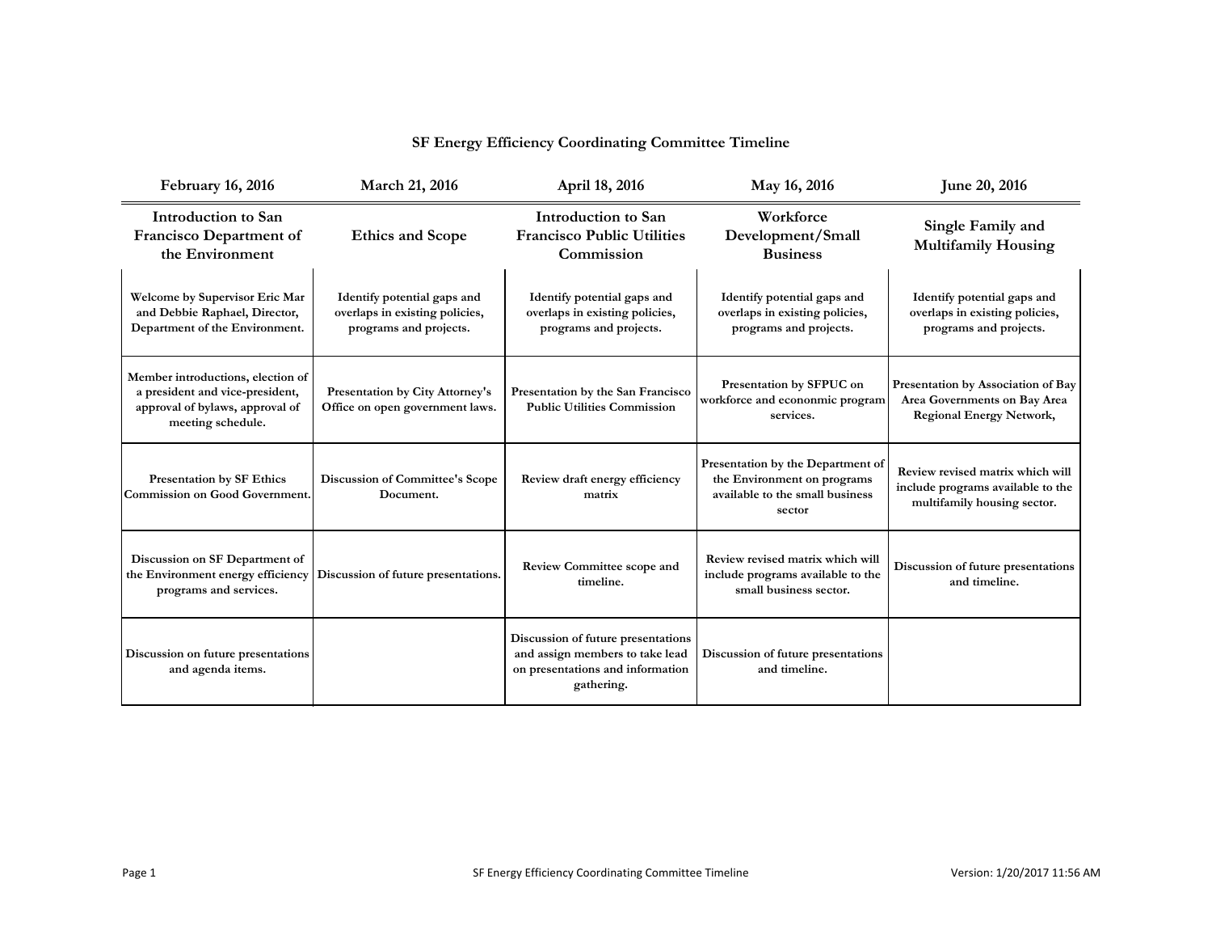# SF Energy Efficiency Coordinating Committee Timeline

| February 16, 2016 | March 21, 2016 | April 18, 2016 | May 16, 2016 | June 20, 2016 |
|---|---|---|---|---|
| **Introduction to San Francisco Department of the Environment** | **Ethics and Scope** | **Introduction to San Francisco Public Utilities Commission** | **Workforce Development/Small Business** | **Single Family and Multifamily Housing** |
| Welcome by Supervisor Eric Mar and Debbie Raphael, Director, Department of the Environment. | Identify potential gaps and overlaps in existing policies, programs and projects. | Identify potential gaps and overlaps in existing policies, programs and projects. | Identify potential gaps and overlaps in existing policies, programs and projects. | Identify potential gaps and overlaps in existing policies, programs and projects. |
| Member introductions, election of a president and vice-president, approval of bylaws, approval of meeting schedule. | Presentation by City Attorney's Office on open government laws. | Presentation by the San Francisco Public Utilities Commission | Presentation by SFPUC on workforce and econonmic program services. | Presentation by Association of Bay Area Governments on Bay Area Regional Energy Network, |
| Presentation by SF Ethics Commission on Good Government. | Discussion of Committee's Scope Document. | Review draft energy efficiency matrix | Presentation by the Department of the Environment on programs available to the small business sector | Review revised matrix which will include programs available to the multifamily housing sector. |
| Discussion on SF Department of the Environment energy efficiency programs and services. | Discussion of future presentations. | Review Committee scope and timeline. | Review revised matrix which will include programs available to the small business sector. | Discussion of future presentations and timeline. |
| Discussion on future presentations and agenda items. | | Discussion of future presentations and assign members to take lead on presentations and information gathering. | Discussion of future presentations and timeline. | |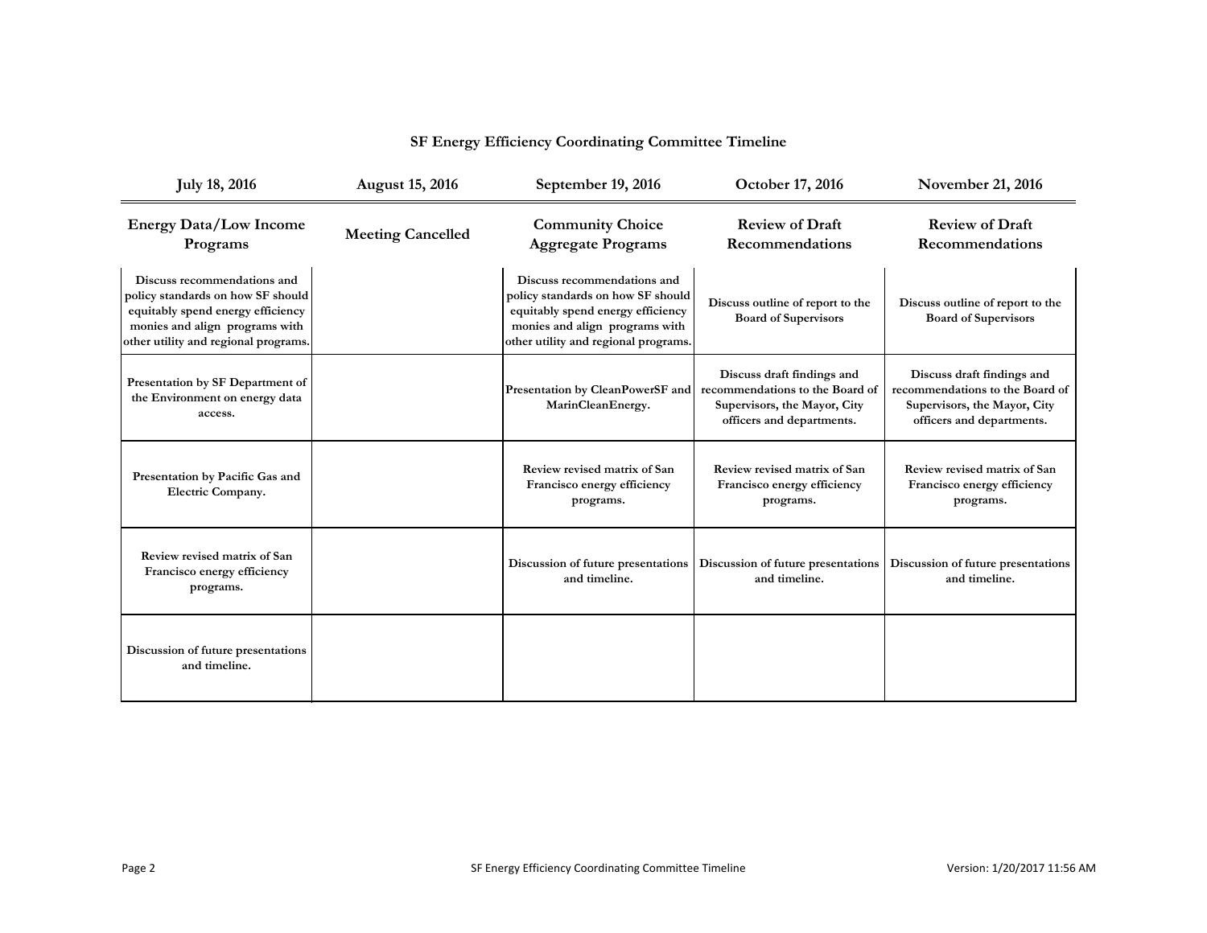## SF Energy Efficiency Coordinating Committee Timeline

| July 18, 2016 | August 15, 2016 | September 19, 2016 | October 17, 2016 | November 21, 2016 |
|---|---|---|---|---|
| **Energy Data/Low Income Programs** | **Meeting Cancelled** | **Community Choice Aggregate Programs** | **Review of Draft Recommendations** | **Review of Draft Recommendations** |
| **Discuss recommendations and policy standards on how SF should equitably spend energy efficiency monies and align programs with other utility and regional programs.** | | **Discuss recommendations and policy standards on how SF should equitably spend energy efficiency monies and align programs with other utility and regional programs.** | **Discuss outline of report to the Board of Supervisors** | **Discuss outline of report to the Board of Supervisors** |
| **Presentation by SF Department of the Environment on energy data access.** | | **Presentation by CleanPowerSF and MarinCleanEnergy.** | **Discuss draft findings and recommendations to the Board of Supervisors, the Mayor, City officers and departments.** | **Discuss draft findings and recommendations to the Board of Supervisors, the Mayor, City officers and departments.** |
| **Presentation by Pacific Gas and Electric Company.** | | **Review revised matrix of San Francisco energy efficiency programs.** | **Review revised matrix of San Francisco energy efficiency programs.** | **Review revised matrix of San Francisco energy efficiency programs.** |
| **Review revised matrix of San Francisco energy efficiency programs.** | | **Discussion of future presentations and timeline.** | **Discussion of future presentations and timeline.** | **Discussion of future presentations and timeline.** |
| **Discussion of future presentations and timeline.** | | | | |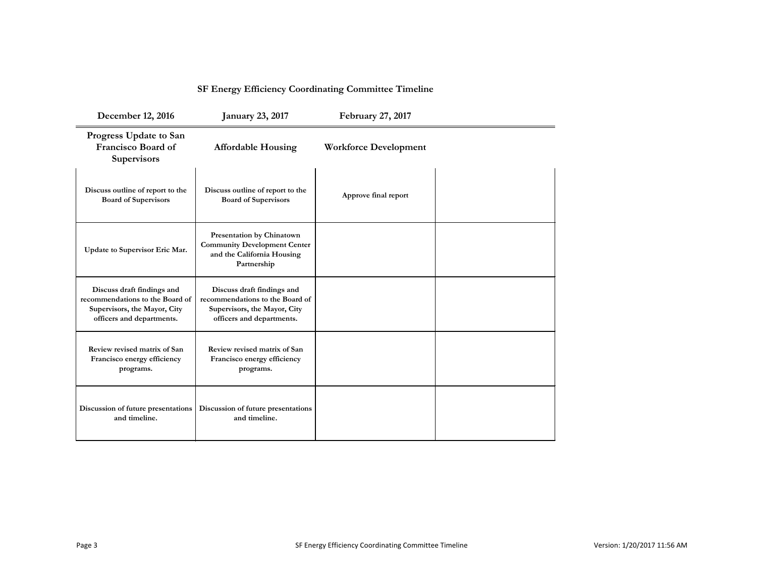## SF Energy Efficiency Coordinating Committee Timeline

| December 12, 2016 | January 23, 2017 | February 27, 2017 | |
|---|---|---|---|
| **Progress Update to San Francisco Board of Supervisors** | **Affordable Housing** | **Workforce Development** | |
| Discuss outline of report to the Board of Supervisors | Discuss outline of report to the Board of Supervisors | Approve final report | |
| Update to Supervisor Eric Mar. | Presentation by Chinatown Community Development Center and the California Housing Partnership | | |
| Discuss draft findings and recommendations to the Board of Supervisors, the Mayor, City officers and departments. | Discuss draft findings and recommendations to the Board of Supervisors, the Mayor, City officers and departments. | | |
| Review revised matrix of San Francisco energy efficiency programs. | Review revised matrix of San Francisco energy efficiency programs. | | |
| Discussion of future presentations and timeline. | Discussion of future presentations and timeline. | | |

Version: 1/20/2017 11:56 AM